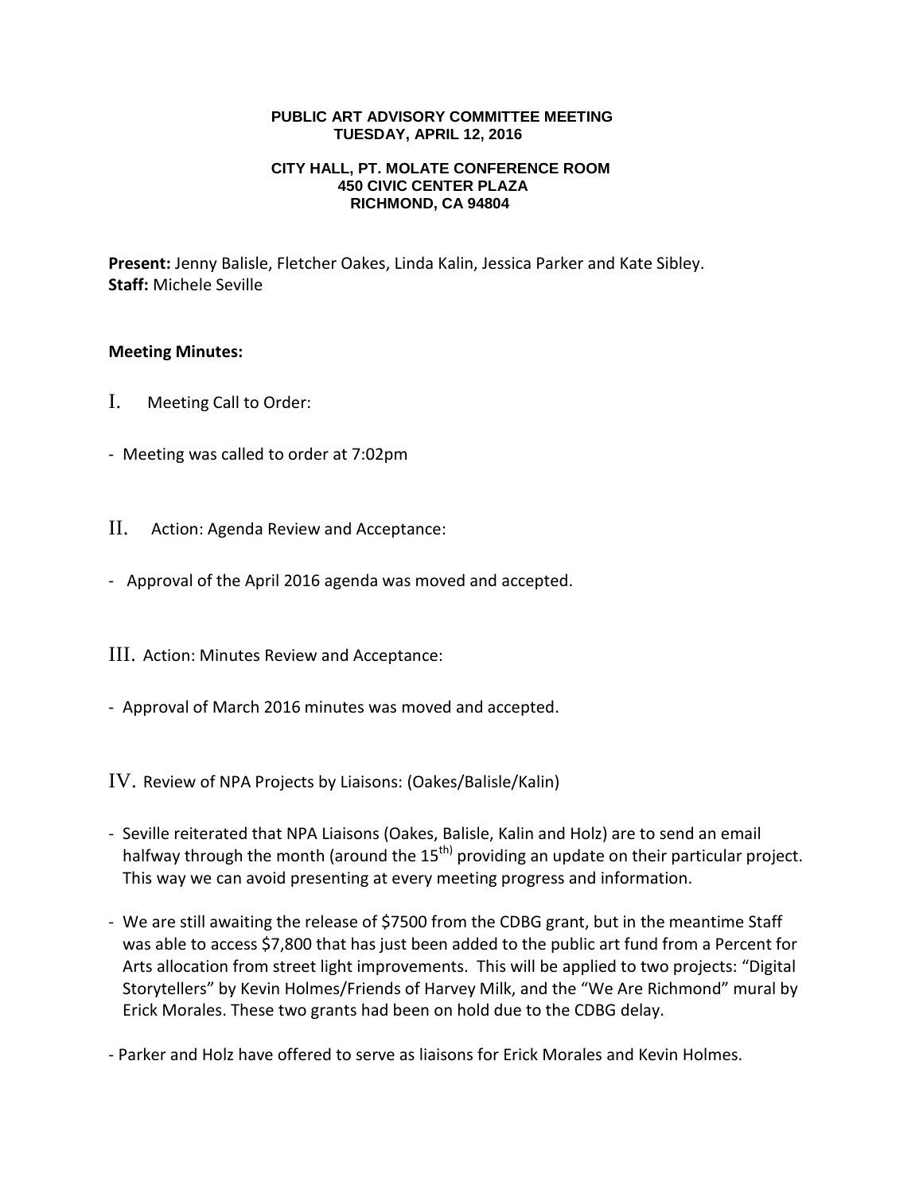**PUBLIC ART ADVISORY COMMITTEE MEETING**
**TUESDAY, APRIL 12, 2016**

**CITY HALL, PT. MOLATE CONFERENCE ROOM**
**450 CIVIC CENTER PLAZA**
**RICHMOND, CA 94804**

**Present:** Jenny Balisle, Fletcher Oakes, Linda Kalin, Jessica Parker and Kate Sibley.
**Staff:** Michele Seville

**Meeting Minutes:**

I. Meeting Call to Order:

- Meeting was called to order at 7:02pm

II. Action: Agenda Review and Acceptance:

- Approval of the April 2016 agenda was moved and accepted.

III. Action: Minutes Review and Acceptance:

- Approval of March 2016 minutes was moved and accepted.

IV. Review of NPA Projects by Liaisons: (Oakes/Balisle/Kalin)

- Seville reiterated that NPA Liaisons (Oakes, Balisle, Kalin and Holz) are to send an email halfway through the month (around the 15th) providing an update on their particular project. This way we can avoid presenting at every meeting progress and information.
- We are still awaiting the release of $7500 from the CDBG grant, but in the meantime Staff was able to access $7,800 that has just been added to the public art fund from a Percent for Arts allocation from street light improvements. This will be applied to two projects: "Digital Storytellers" by Kevin Holmes/Friends of Harvey Milk, and the "We Are Richmond" mural by Erick Morales. These two grants had been on hold due to the CDBG delay.
- Parker and Holz have offered to serve as liaisons for Erick Morales and Kevin Holmes.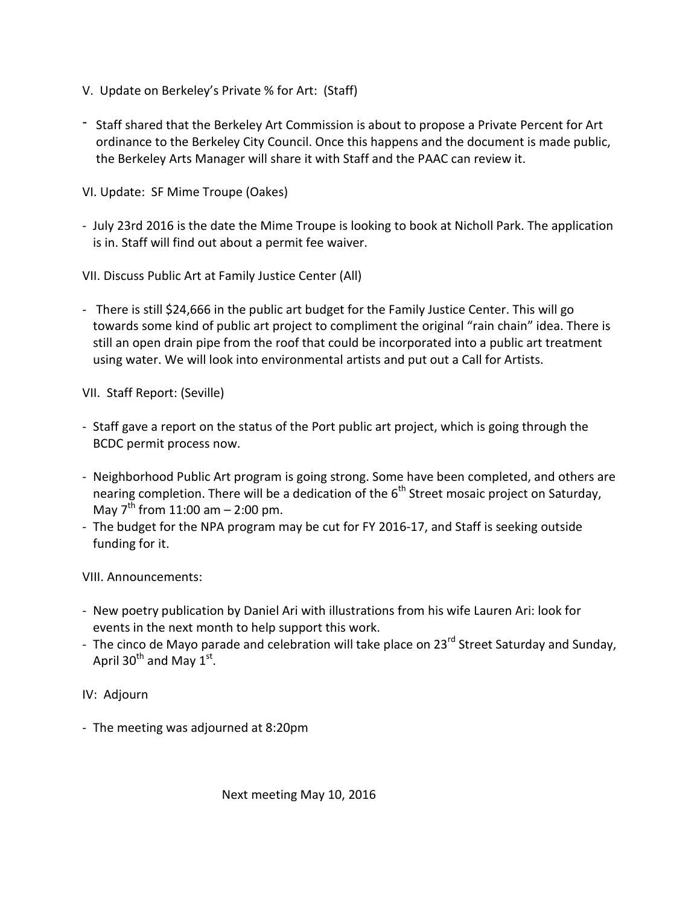V. Update on Berkeley's Private % for Art: (Staff)

- Staff shared that the Berkeley Art Commission is about to propose a Private Percent for Art ordinance to the Berkeley City Council. Once this happens and the document is made public, the Berkeley Arts Manager will share it with Staff and the PAAC can review it.

VI. Update: SF Mime Troupe (Oakes)

- July 23rd 2016 is the date the Mime Troupe is looking to book at Nicholl Park. The application is in. Staff will find out about a permit fee waiver.

VII. Discuss Public Art at Family Justice Center (All)

- There is still $24,666 in the public art budget for the Family Justice Center. This will go towards some kind of public art project to compliment the original "rain chain" idea. There is still an open drain pipe from the roof that could be incorporated into a public art treatment using water. We will look into environmental artists and put out a Call for Artists.

VII. Staff Report: (Seville)

- Staff gave a report on the status of the Port public art project, which is going through the BCDC permit process now.

- Neighborhood Public Art program is going strong. Some have been completed, and others are nearing completion. There will be a dedication of the 6th Street mosaic project on Saturday, May 7th from 11:00 am – 2:00 pm.
- The budget for the NPA program may be cut for FY 2016-17, and Staff is seeking outside funding for it.

VIII. Announcements:

- New poetry publication by Daniel Ari with illustrations from his wife Lauren Ari: look for events in the next month to help support this work.
- The cinco de Mayo parade and celebration will take place on 23rd Street Saturday and Sunday, April 30th and May 1st.

IV: Adjourn

- The meeting was adjourned at 8:20pm

Next meeting May 10, 2016